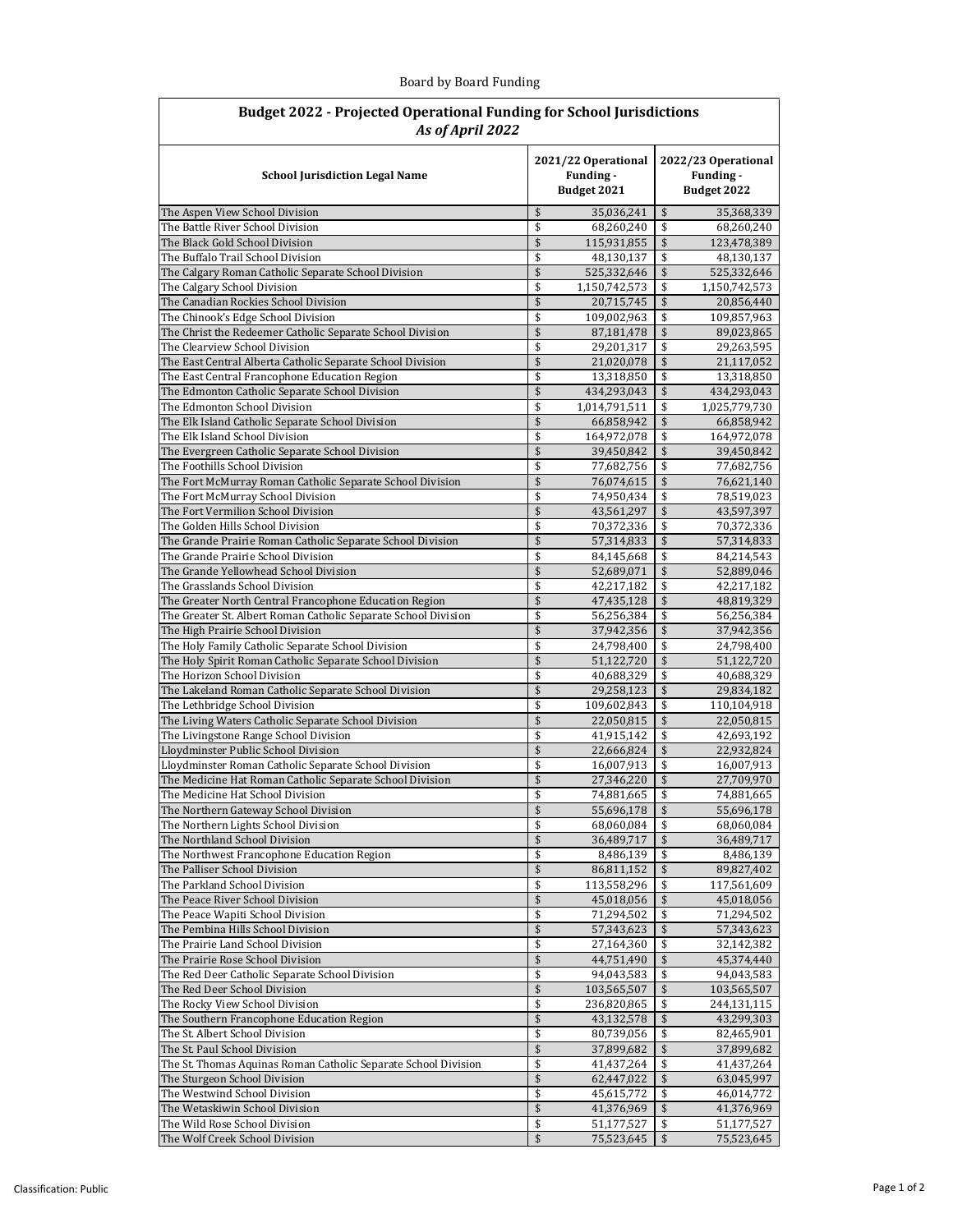Board by Board Funding

## Budget 2022 - Projected Operational Funding for School Jurisdictions
*As of April 2022*

| School Jurisdiction Legal Name | 2021/22 Operational Funding - Budget 2021 | 2022/23 Operational Funding - Budget 2022 |
|---|---|---|
| The Aspen View School Division | $ 35,036,241 | $ 35,368,339 |
| The Battle River School Division | $ 68,260,240 | $ 68,260,240 |
| The Black Gold School Division | $ 115,931,855 | $ 123,478,389 |
| The Buffalo Trail School Division | $ 48,130,137 | $ 48,130,137 |
| The Calgary Roman Catholic Separate School Division | $ 525,332,646 | $ 525,332,646 |
| The Calgary School Division | $ 1,150,742,573 | $ 1,150,742,573 |
| The Canadian Rockies School Division | $ 20,715,745 | $ 20,856,440 |
| The Chinook's Edge School Division | $ 109,002,963 | $ 109,857,963 |
| The Christ the Redeemer Catholic Separate School Division | $ 87,181,478 | $ 89,023,865 |
| The Clearview School Division | $ 29,201,317 | $ 29,263,595 |
| The East Central Alberta Catholic Separate School Division | $ 21,020,078 | $ 21,117,052 |
| The East Central Francophone Education Region | $ 13,318,850 | $ 13,318,850 |
| The Edmonton Catholic Separate School Division | $ 434,293,043 | $ 434,293,043 |
| The Edmonton School Division | $ 1,014,791,511 | $ 1,025,779,730 |
| The Elk Island Catholic Separate School Division | $ 66,858,942 | $ 66,858,942 |
| The Elk Island School Division | $ 164,972,078 | $ 164,972,078 |
| The Evergreen Catholic Separate School Division | $ 39,450,842 | $ 39,450,842 |
| The Foothills School Division | $ 77,682,756 | $ 77,682,756 |
| The Fort McMurray Roman Catholic Separate School Division | $ 76,074,615 | $ 76,621,140 |
| The Fort McMurray School Division | $ 74,950,434 | $ 78,519,023 |
| The Fort Vermilion School Division | $ 43,561,297 | $ 43,597,397 |
| The Golden Hills School Division | $ 70,372,336 | $ 70,372,336 |
| The Grande Prairie Roman Catholic Separate School Division | $ 57,314,833 | $ 57,314,833 |
| The Grande Prairie School Division | $ 84,145,668 | $ 84,214,543 |
| The Grande Yellowhead School Division | $ 52,689,071 | $ 52,889,046 |
| The Grasslands School Division | $ 42,217,182 | $ 42,217,182 |
| The Greater North Central Francophone Education Region | $ 47,435,128 | $ 48,819,329 |
| The Greater St. Albert Roman Catholic Separate School Division | $ 56,256,384 | $ 56,256,384 |
| The High Prairie School Division | $ 37,942,356 | $ 37,942,356 |
| The Holy Family Catholic Separate School Division | $ 24,798,400 | $ 24,798,400 |
| The Holy Spirit Roman Catholic Separate School Division | $ 51,122,720 | $ 51,122,720 |
| The Horizon School Division | $ 40,688,329 | $ 40,688,329 |
| The Lakeland Roman Catholic Separate School Division | $ 29,258,123 | $ 29,834,182 |
| The Lethbridge School Division | $ 109,602,843 | $ 110,104,918 |
| The Living Waters Catholic Separate School Division | $ 22,050,815 | $ 22,050,815 |
| The Livingstone Range School Division | $ 41,915,142 | $ 42,693,192 |
| Lloydminster Public School Division | $ 22,666,824 | $ 22,932,824 |
| Lloydminster Roman Catholic Separate School Division | $ 16,007,913 | $ 16,007,913 |
| The Medicine Hat Roman Catholic Separate School Division | $ 27,346,220 | $ 27,709,970 |
| The Medicine Hat School Division | $ 74,881,665 | $ 74,881,665 |
| The Northern Gateway School Division | $ 55,696,178 | $ 55,696,178 |
| The Northern Lights School Division | $ 68,060,084 | $ 68,060,084 |
| The Northland School Division | $ 36,489,717 | $ 36,489,717 |
| The Northwest Francophone Education Region | $ 8,486,139 | $ 8,486,139 |
| The Palliser School Division | $ 86,811,152 | $ 89,827,402 |
| The Parkland School Division | $ 113,558,296 | $ 117,561,609 |
| The Peace River School Division | $ 45,018,056 | $ 45,018,056 |
| The Peace Wapiti School Division | $ 71,294,502 | $ 71,294,502 |
| The Pembina Hills School Division | $ 57,343,623 | $ 57,343,623 |
| The Prairie Land School Division | $ 27,164,360 | $ 32,142,382 |
| The Prairie Rose School Division | $ 44,751,490 | $ 45,374,440 |
| The Red Deer Catholic Separate School Division | $ 94,043,583 | $ 94,043,583 |
| The Red Deer School Division | $ 103,565,507 | $ 103,565,507 |
| The Rocky View School Division | $ 236,820,865 | $ 244,131,115 |
| The Southern Francophone Education Region | $ 43,132,578 | $ 43,299,303 |
| The St. Albert School Division | $ 80,739,056 | $ 82,465,901 |
| The St. Paul School Division | $ 37,899,682 | $ 37,899,682 |
| The St. Thomas Aquinas Roman Catholic Separate School Division | $ 41,437,264 | $ 41,437,264 |
| The Sturgeon School Division | $ 62,447,022 | $ 63,045,997 |
| The Westwind School Division | $ 45,615,772 | $ 46,014,772 |
| The Wetaskiwin School Division | $ 41,376,969 | $ 41,376,969 |
| The Wild Rose School Division | $ 51,177,527 | $ 51,177,527 |
| The Wolf Creek School Division | $ 75,523,645 | $ 75,523,645 |

Classification: Public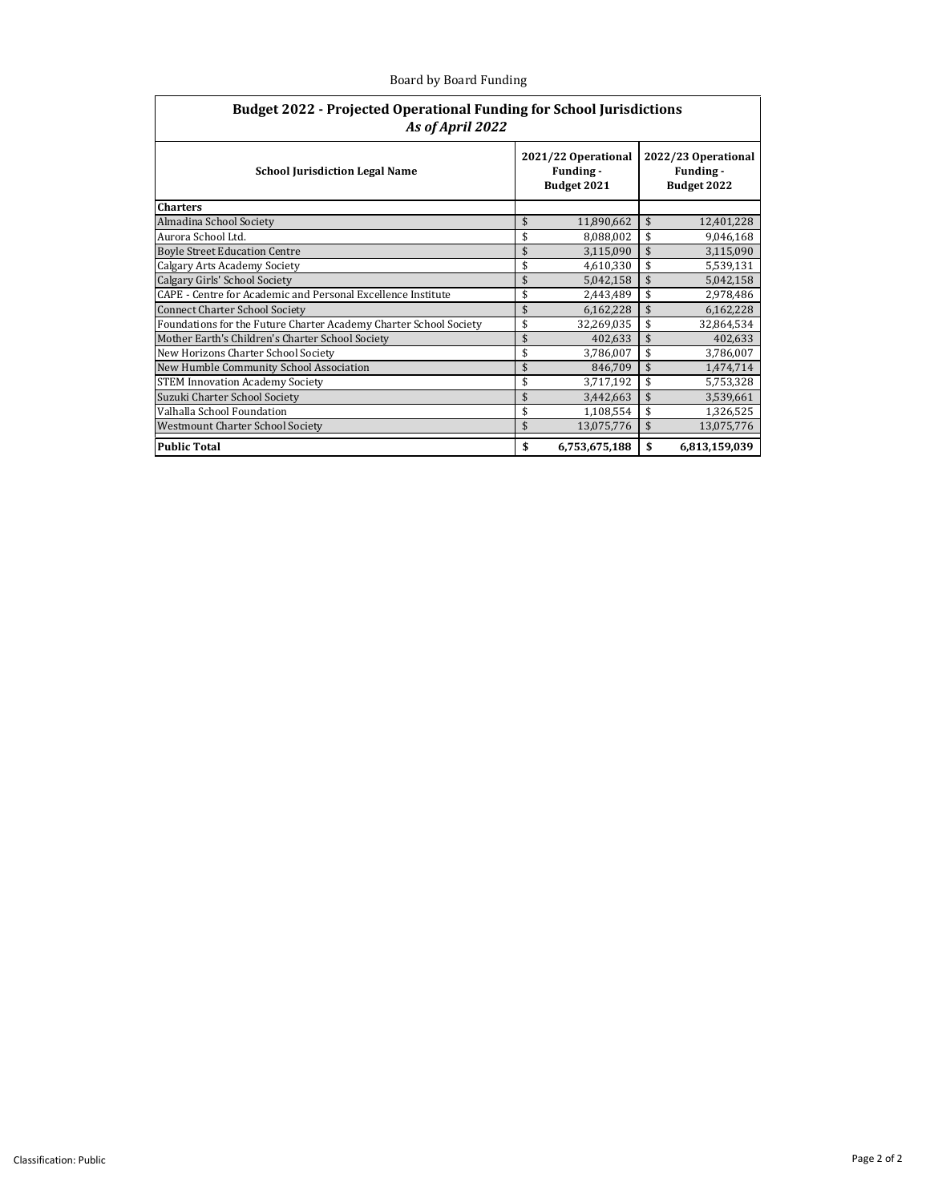Board by Board Funding

| Budget 2022 - Projected Operational Funding for School Jurisdictions *As of April 2022* | | |
|---|---|---|
| **School Jurisdiction Legal Name** | **2021/22 Operational Funding - Budget 2021** | **2022/23 Operational Funding - Budget 2022** |
| **Charters** | | |
| Almadina School Society | $ 11,890,662 | $ 12,401,228 |
| Aurora School Ltd. | $ 8,088,002 | $ 9,046,168 |
| Boyle Street Education Centre | $ 3,115,090 | $ 3,115,090 |
| Calgary Arts Academy Society | $ 4,610,330 | $ 5,539,131 |
| Calgary Girls' School Society | $ 5,042,158 | $ 5,042,158 |
| CAPE - Centre for Academic and Personal Excellence Institute | $ 2,443,489 | $ 2,978,486 |
| Connect Charter School Society | $ 6,162,228 | $ 6,162,228 |
| Foundations for the Future Charter Academy Charter School Society | $ 32,269,035 | $ 32,864,534 |
| Mother Earth's Children's Charter School Society | $ 402,633 | $ 402,633 |
| New Horizons Charter School Society | $ 3,786,007 | $ 3,786,007 |
| New Humble Community School Association | $ 846,709 | $ 1,474,714 |
| STEM Innovation Academy Society | $ 3,717,192 | $ 5,753,328 |
| Suzuki Charter School Society | $ 3,442,663 | $ 3,539,661 |
| Valhalla School Foundation | $ 1,108,554 | $ 1,326,525 |
| Westmount Charter School Society | $ 13,075,776 | $ 13,075,776 |
| **Public Total** | **$ 6,753,675,188** | **$ 6,813,159,039** |

Classification: Public